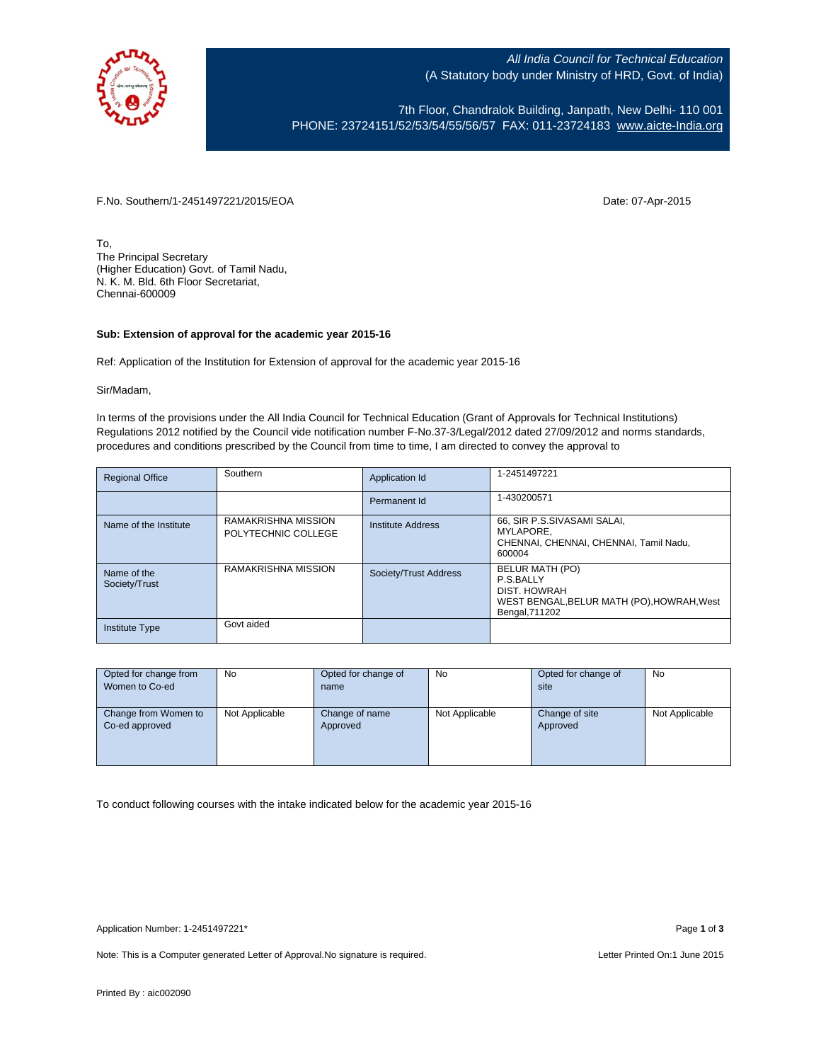All India Council for Technical Education
(A Statutory body under Ministry of HRD, Govt. of India)

7th Floor, Chandralok Building, Janpath, New Delhi- 110 001
PHONE: 23724151/52/53/54/55/56/57 FAX: 011-23724183 www.aicte-India.org

F.No. Southern/1-2451497221/2015/EOA

Date: 07-Apr-2015

To,
The Principal Secretary
(Higher Education) Govt. of Tamil Nadu,
N. K. M. Bld. 6th Floor Secretariat,
Chennai-600009

**Sub: Extension of approval for the academic year 2015-16**

Ref: Application of the Institution for Extension of approval for the academic year 2015-16

Sir/Madam,

In terms of the provisions under the All India Council for Technical Education (Grant of Approvals for Technical Institutions) Regulations 2012 notified by the Council vide notification number F-No.37-3/Legal/2012 dated 27/09/2012 and norms standards, procedures and conditions prescribed by the Council from time to time, I am directed to convey the approval to

| Regional Office | Southern | Application Id | 1-2451497221 |
|---|---|---|---|
| | | Permanent Id | 1-430200571 |
| Name of the Institute | RAMAKRISHNA MISSION POLYTECHNIC COLLEGE | Institute Address | 66, SIR P.S.SIVASAMI SALAI, MYLAPORE, CHENNAI, CHENNAI, CHENNAI, Tamil Nadu, 600004 |
| Name of the Society/Trust | RAMAKRISHNA MISSION | Society/Trust Address | BELUR MATH (PO) P.S.BALLY DIST. HOWRAH WEST BENGAL,BELUR MATH (PO),HOWRAH,West Bengal,711202 |
| Institute Type | Govt aided | | |

| Opted for change from Women to Co-ed | No | Opted for change of name | No | Opted for change of site | No |
|---|---|---|---|---|---|
| Change from Women to Co-ed approved | Not Applicable | Change of name Approved | Not Applicable | Change of site Approved | Not Applicable |

To conduct following courses with the intake indicated below for the academic year 2015-16

Application Number: 1-2451497221*

Note: This is a Computer generated Letter of Approval.No signature is required.

Letter Printed On:1 June 2015

Printed By : aic002090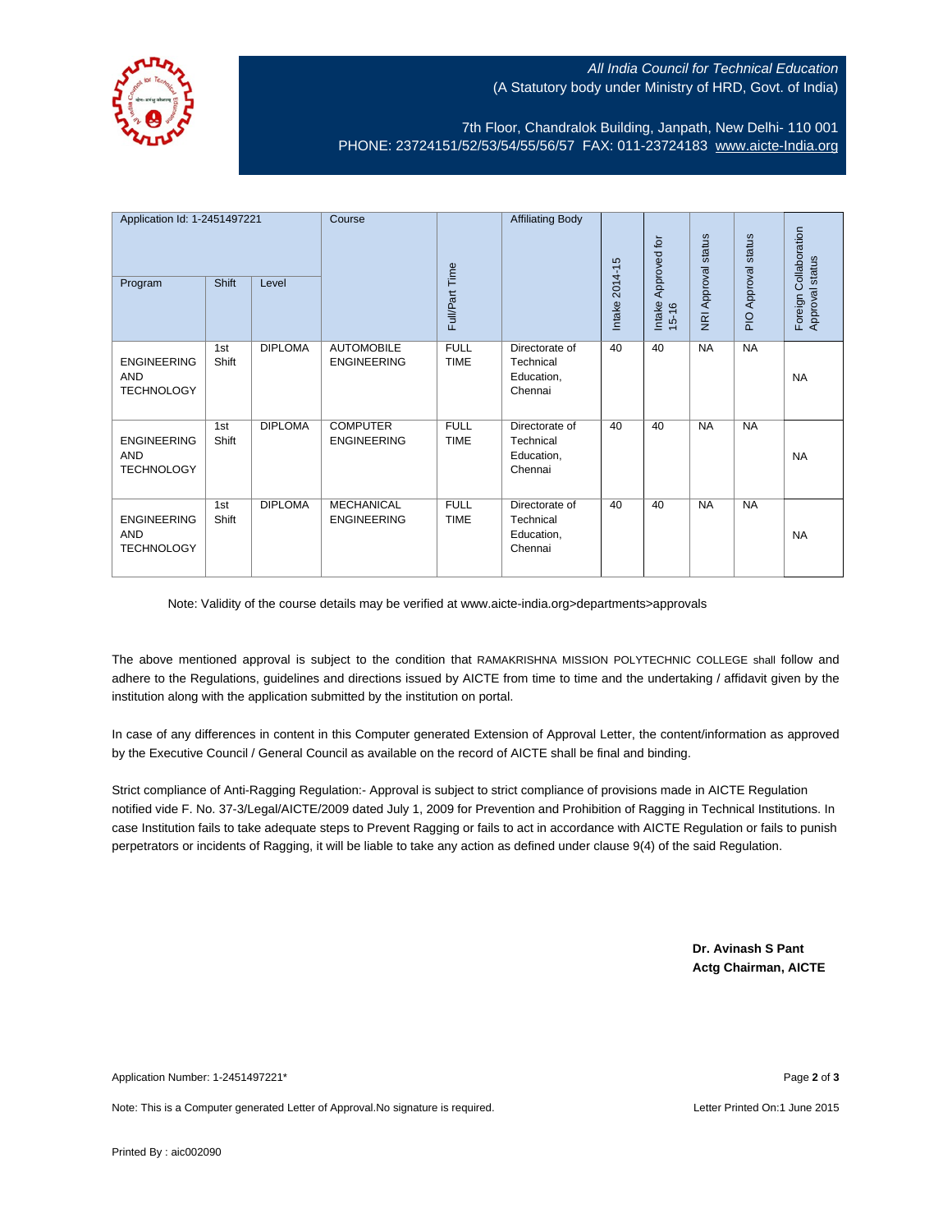*All India Council for Technical Education*
(A Statutory body under Ministry of HRD, Govt. of India)

7th Floor, Chandralok Building, Janpath, New Delhi- 110 001
PHONE: 23724151/52/53/54/55/56/57 FAX: 011-23724183 www.aicte-India.org

| Application Id: 1-2451497221 | | | Course | Full/Part Time | Affiliating Body | Intake 2014-15 | Intake Approved for 15-16 | NRI Approval status | PIO Approval status | Foreign Collaboration Approval status |
|---|---|---|---|---|---|---|---|---|---|---|
| Program | Shift | Level | | | | | | | | |
| ENGINEERING AND TECHNOLOGY | 1st Shift | DIPLOMA | AUTOMOBILE ENGINEERING | FULL TIME | Directorate of Technical Education, Chennai | 40 | 40 | NA | NA | NA |
| ENGINEERING AND TECHNOLOGY | 1st Shift | DIPLOMA | COMPUTER ENGINEERING | FULL TIME | Directorate of Technical Education, Chennai | 40 | 40 | NA | NA | NA |
| ENGINEERING AND TECHNOLOGY | 1st Shift | DIPLOMA | MECHANICAL ENGINEERING | FULL TIME | Directorate of Technical Education, Chennai | 40 | 40 | NA | NA | NA |

Note: Validity of the course details may be verified at www.aicte-india.org>departments>approvals

The above mentioned approval is subject to the condition that RAMAKRISHNA MISSION POLYTECHNIC COLLEGE shall follow and adhere to the Regulations, guidelines and directions issued by AICTE from time to time and the undertaking / affidavit given by the institution along with the application submitted by the institution on portal.

In case of any differences in content in this Computer generated Extension of Approval Letter, the content/information as approved by the Executive Council / General Council as available on the record of AICTE shall be final and binding.

Strict compliance of Anti-Ragging Regulation:- Approval is subject to strict compliance of provisions made in AICTE Regulation notified vide F. No. 37-3/Legal/AICTE/2009 dated July 1, 2009 for Prevention and Prohibition of Ragging in Technical Institutions. In case Institution fails to take adequate steps to Prevent Ragging or fails to act in accordance with AICTE Regulation or fails to punish perpetrators or incidents of Ragging, it will be liable to take any action as defined under clause 9(4) of the said Regulation.

**Dr. Avinash S Pant**
**Actg Chairman, AICTE**

Application Number: 1-2451497221*

Note: This is a Computer generated Letter of Approval.No signature is required.

Letter Printed On:1 June 2015

Printed By : aic002090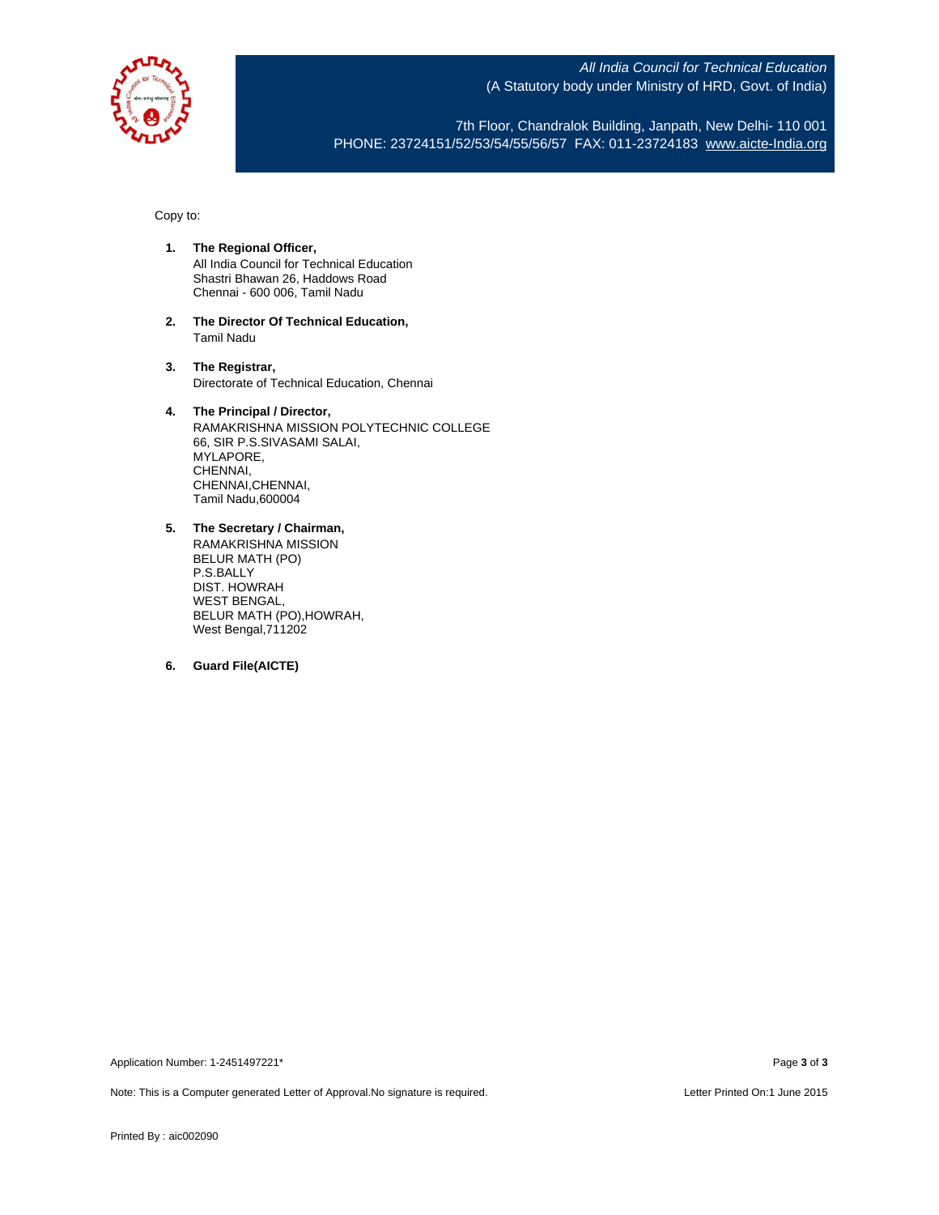Copy to:

1. **The Regional Officer,**
   All India Council for Technical Education
   Shastri Bhawan 26, Haddows Road
   Chennai - 600 006, Tamil Nadu

2. **The Director Of Technical Education,**
   Tamil Nadu

3. **The Registrar,**
   Directorate of Technical Education, Chennai

4. **The Principal / Director,**
   RAMAKRISHNA MISSION POLYTECHNIC COLLEGE
   66, SIR P.S.SIVASAMI SALAI,
   MYLAPORE,
   CHENNAI,
   CHENNAI,CHENNAI,
   Tamil Nadu,600004

5. **The Secretary / Chairman,**
   RAMAKRISHNA MISSION
   BELUR MATH (PO)
   P.S.BALLY
   DIST. HOWRAH
   WEST BENGAL,
   BELUR MATH (PO),HOWRAH,
   West Bengal,711202

6. **Guard File(AICTE)**

Application Number: 1-2451497221*

Note: This is a Computer generated Letter of Approval.No signature is required.

Letter Printed On:1 June 2015

Printed By : aic002090